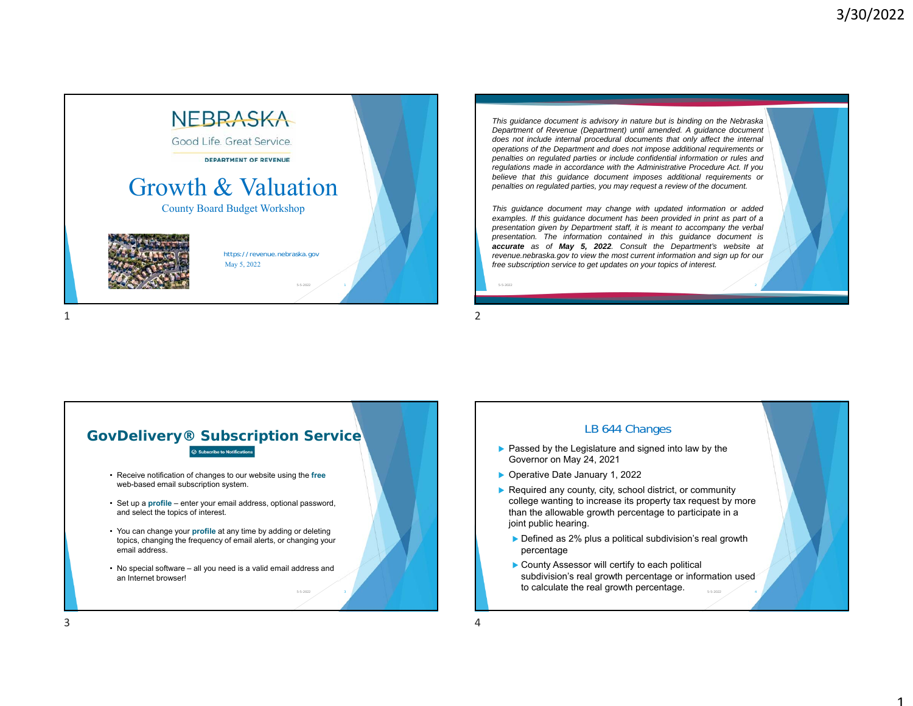# NEBRASKA

Good Life. Great Service.

DEPARTMENT OF REVENUE

## Growth & Valuation

County Board Budget Workshop

https://revenue.nebraska.gov

May 5, 2022

---

*This guidance document is advisory in nature but is binding on the Nebraska Department of Revenue (Department) until amended. A guidance document does not include internal procedural documents that only affect the internal operations of the Department and does not impose additional requirements or penalties on regulated parties or include confidential information or rules and regulations made in accordance with the Administrative Procedure Act. If you believe that this guidance document imposes additional requirements or penalties on regulated parties, you may request a review of the document.*

*This guidance document may change with updated information or added examples. If this guidance document has been provided in print as part of a presentation given by Department staff, it is meant to accompany the verbal presentation. The information contained in this guidance document is* ***accurate*** *as of* ***May 5, 2022****. Consult the Department's website at revenue.nebraska.gov to view the most current information and sign up for our free subscription service to get updates on your topics of interest.*

---

## GovDelivery® Subscription Service

Subscribe to Notifications

- Receive notification of changes to our website using the **free** web-based email subscription system.
- Set up a **profile** – enter your email address, optional password, and select the topics of interest.
- You can change your **profile** at any time by adding or deleting topics, changing the frequency of email alerts, or changing your email address.
- No special software – all you need is a valid email address and an Internet browser!

---

## LB 644 Changes

- Passed by the Legislature and signed into law by the Governor on May 24, 2021
- Operative Date January 1, 2022
- Required any county, city, school district, or community college wanting to increase its property tax request by more than the allowable growth percentage to participate in a joint public hearing.
  - Defined as 2% plus a political subdivision's real growth percentage
  - County Assessor will certify to each political subdivision's real growth percentage or information used to calculate the real growth percentage.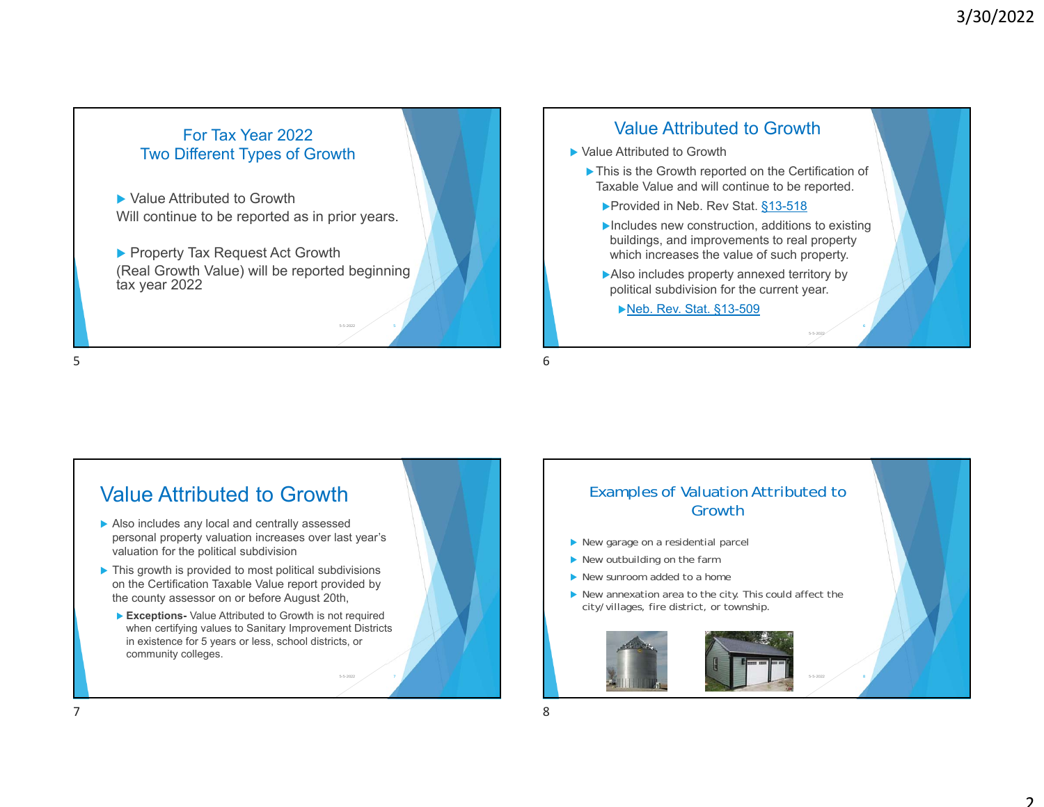## For Tax Year 2022
## Two Different Types of Growth

- Value Attributed to Growth
  Will continue to be reported as in prior years.

- Property Tax Request Act Growth
  (Real Growth Value) will be reported beginning tax year 2022

## Value Attributed to Growth

- Value Attributed to Growth
  - This is the Growth reported on the Certification of Taxable Value and will continue to be reported.
    - Provided in Neb. Rev Stat. §13-518
    - Includes new construction, additions to existing buildings, and improvements to real property which increases the value of such property.
    - Also includes property annexed territory by political subdivision for the current year.
      - Neb. Rev. Stat. §13-509

## Value Attributed to Growth

- Also includes any local and centrally assessed personal property valuation increases over last year's valuation for the political subdivision
- This growth is provided to most political subdivisions on the Certification Taxable Value report provided by the county assessor on or before August 20th,
  - **Exceptions-** Value Attributed to Growth is not required when certifying values to Sanitary Improvement Districts in existence for 5 years or less, school districts, or community colleges.

## Examples of Valuation Attributed to Growth

- New garage on a residential parcel
- New outbuilding on the farm
- New sunroom added to a home
- New annexation area to the city. This could affect the city/ villages, fire district, or township.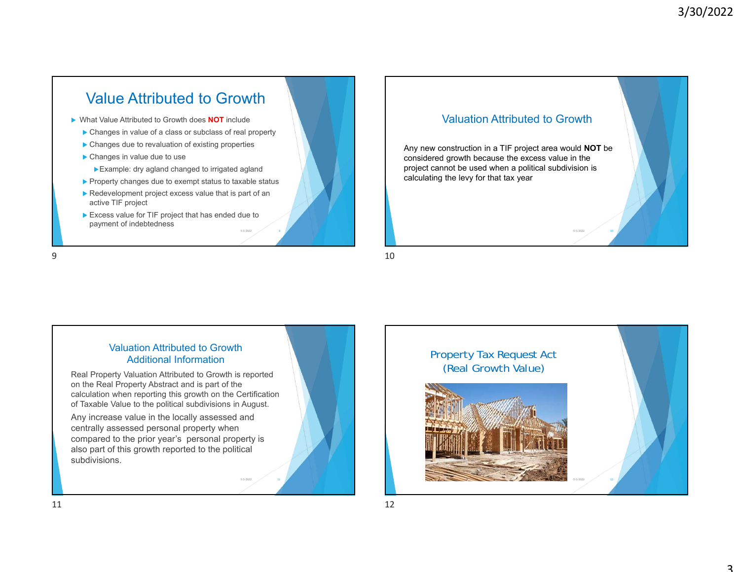## Value Attributed to Growth

- What Value Attributed to Growth does **NOT** include
  - Changes in value of a class or subclass of real property
  - Changes due to revaluation of existing properties
  - Changes in value due to use
    - Example: dry agland changed to irrigated agland
  - Property changes due to exempt status to taxable status
  - Redevelopment project excess value that is part of an active TIF project
  - Excess value for TIF project that has ended due to payment of indebtedness

## Valuation Attributed to Growth

Any new construction in a TIF project area would **NOT** be considered growth because the excess value in the project cannot be used when a political subdivision is calculating the levy for that tax year

## Valuation Attributed to Growth Additional Information

Real Property Valuation Attributed to Growth is reported on the Real Property Abstract and is part of the calculation when reporting this growth on the Certification of Taxable Value to the political subdivisions in August.

Any increase value in the locally assessed and centrally assessed personal property when compared to the prior year's personal property is also part of this growth reported to the political subdivisions.

## Property Tax Request Act (Real Growth Value)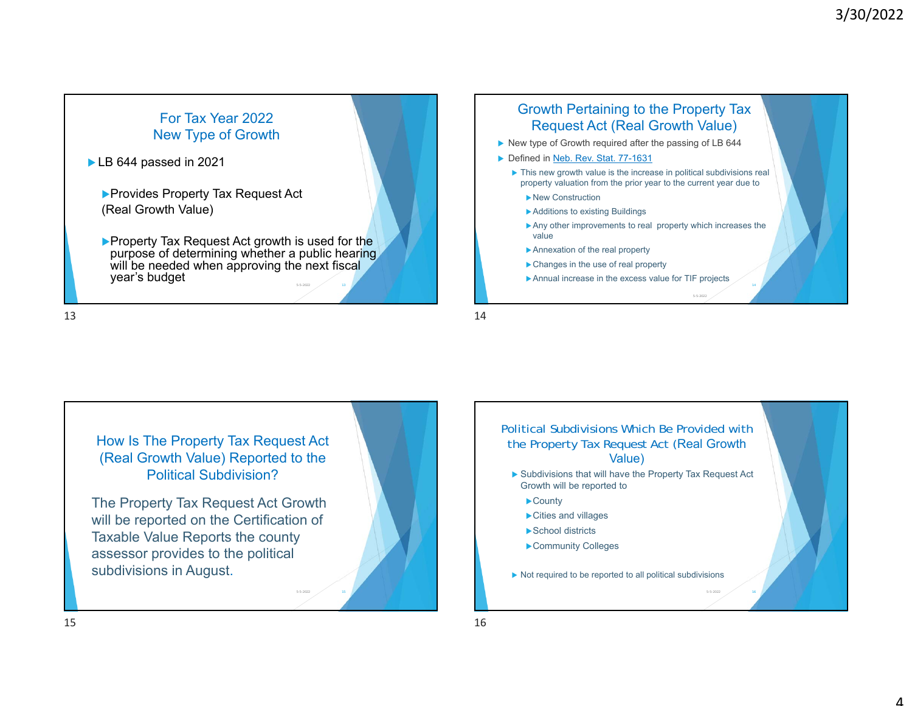## For Tax Year 2022
## New Type of Growth

- LB 644 passed in 2021
  - Provides Property Tax Request Act (Real Growth Value)
  - Property Tax Request Act growth is used for the purpose of determining whether a public hearing will be needed when approving the next fiscal year's budget

## Growth Pertaining to the Property Tax Request Act (Real Growth Value)

- New type of Growth required after the passing of LB 644
- Defined in Neb. Rev. Stat. 77-1631
  - This new growth value is the increase in political subdivisions real property valuation from the prior year to the current year due to
    - New Construction
    - Additions to existing Buildings
    - Any other improvements to real property which increases the value
    - Annexation of the real property
    - Changes in the use of real property
    - Annual increase in the excess value for TIF projects

## How Is The Property Tax Request Act (Real Growth Value) Reported to the Political Subdivision?

The Property Tax Request Act Growth will be reported on the Certification of Taxable Value Reports the county assessor provides to the political subdivisions in August.

## Political Subdivisions Which Be Provided with the Property Tax Request Act (Real Growth Value)

- Subdivisions that will have the Property Tax Request Act Growth will be reported to
  - County
  - Cities and villages
  - School districts
  - Community Colleges
- Not required to be reported to all political subdivisions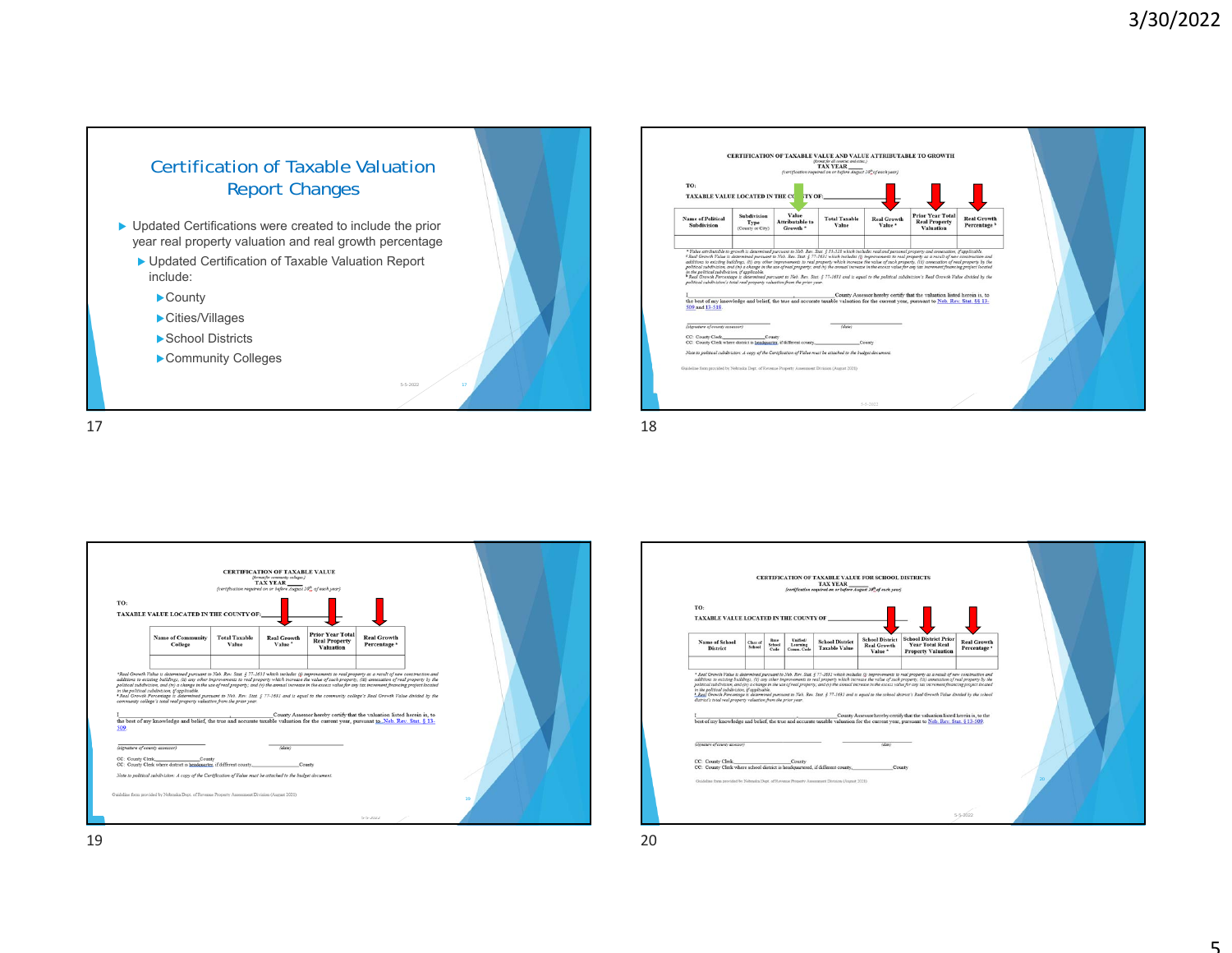## Certification of Taxable Valuation Report Changes

- Updated Certifications were created to include the prior year real property valuation and real growth percentage
  - Updated Certification of Taxable Valuation Report include:
    - County
    - Cities/Villages
    - School Districts
    - Community Colleges

---

**CERTIFICATION OF TAXABLE VALUE AND VALUE ATTRIBUTABLE TO GROWTH**

*(format for all political subdivisions other than school districts and community colleges)*

TAX YEAR _____

*(certification required on or before August 20th, of each year)*

TO:

TAXABLE VALUE LOCATED IN THE COUNTY OF: ____________

| Name of Political Subdivision | Subdivision Type (County or City) | Value Attributable to Growth * | Total Taxable Value | Real Growth Value * | Prior Year Total Real Property Valuation | Real Growth Percentage * |
|---|---|---|---|---|---|---|
| | | | | | | |

* Value attributable to growth is determined pursuant to Neb. Rev. Stat. § 13-518 which includes real and personal property and annexation, if applicable.
* Real Growth Value is determined pursuant to Neb. Rev. Stat. § 77-1631 which includes (i) improvements to real property as a result of new construction and additions to existing buildings, (ii) any other improvements to real property which increase the value of such property, (iii) annexation of real property by the political subdivision, and (iv) a change in the use of real property, and (v) the annual increase in the excess value for any tax increment financing project located in the political subdivision, if applicable.
* Real Growth Percentage is determined pursuant to Neb. Rev. Stat. § 77-1631 and is equal to the political subdivision's Real Growth Value divided by the political subdivision's total real property valuation from the prior year.

I, ____________, ____________ County Assessor hereby certify that the valuation listed herein is, to the best of my knowledge and belief, the true and accurate taxable valuation for the current year, pursuant to Neb. Rev. Stat. §§ 13-509 and 13-518.

_(signature of county assessor)_ ____________ _(date)_ ____________

CC: County Clerk, ____________ County
CC: County Clerk where district is headquarters, if different county, ____________ County

*Note to political subdivision: A copy of the Certification of Value must be attached to the budget document.*

Guideline form provided by Nebraska Dept. of Revenue Property Assessment Division (August 2021)

---

**CERTIFICATION OF TAXABLE VALUE**

*(format for community colleges)*

TAX YEAR _____

*(certification required on or before August 20th, of each year)*

TO:

TAXABLE VALUE LOCATED IN THE COUNTY OF: ____________

| Name of Community College | Total Taxable Value | Real Growth Value * | Prior Year Total Real Property Valuation | Real Growth Percentage * |
|---|---|---|---|---|
| | | | | |

*Real Growth Value is determined pursuant to Neb. Rev. Stat. § 77-1631 which includes (i) improvements to real property as a result of new construction and additions to existing buildings, (ii) any other improvements to real property which increase the value of such property, (iii) annexation of real property by the political subdivision, and (iv) a change in the use of real property, and (v) the annual increase in the excess value for any tax increment financing project located in the political subdivision, if applicable.
* Real Growth Percentage is determined pursuant to Neb. Rev. Stat. § 77-1631 and is equal to the community college's Real Growth Value divided by the community college's total real property valuation from the prior year.

I, ____________, ____________ County Assessor hereby certify that the valuation listed herein is, to the best of my knowledge and belief, the true and accurate taxable valuation for the current year, pursuant to Neb. Rev. Stat. § 13-509.

_(signature of county assessor)_ ____________ _(date)_ ____________

CC: County Clerk, ____________ County
CC: County Clerk where district is headquarters, if different county, ____________ County

*Note to political subdivision: A copy of the Certification of Value must be attached to the budget document.*

Guideline form provided by Nebraska Dept. of Revenue Property Assessment Division (August 2021)

---

**CERTIFICATION OF TAXABLE VALUE FOR SCHOOL DISTRICTS**

TAX YEAR _____

*(certification required on or before August 20th, of each year)*

TO:

TAXABLE VALUE LOCATED IN THE COUNTY OF: ____________

| Name of School District | Class of School | Base School Code | Unified/ Learning Comm. Code | School District Taxable Value | School District Real Growth Value * | School District Prior Year Total Real Property Valuation | Real Growth Percentage * |
|---|---|---|---|---|---|---|---|
| | | | | | | | |

* Real Growth Value is determined pursuant to Neb. Rev. Stat. § 77-1631 which includes (i) improvements to real property as a result of new construction and additions to existing buildings, (ii) any other improvements to real property which increase the value of such property, (iii) annexation of real property by the political subdivision, and (iv) a change in the use of real property, and (v) the annual increase in the excess value for any tax increment financing project located in the political subdivision, if applicable.
* Real Growth Percentage is determined pursuant to Neb. Rev. Stat. § 77-1631 and is equal to the school district's Real Growth Value divided by the school district's total real property valuation from the prior year.

I, ____________, ____________ County Assessor hereby certify that the valuation listed herein is, to the best of my knowledge and belief, the true and accurate taxable valuation for the current year, pursuant to Neb. Rev. Stat. § 13-509.

_(signature of county assessor)_ ____________ _(date)_ ____________

CC: County Clerk, ____________ County
CC: County Clerk where school district is headquartered, if different county, ____________ County

Guideline form provided by Nebraska Dept. of Revenue Property Assessment Division (August 2021)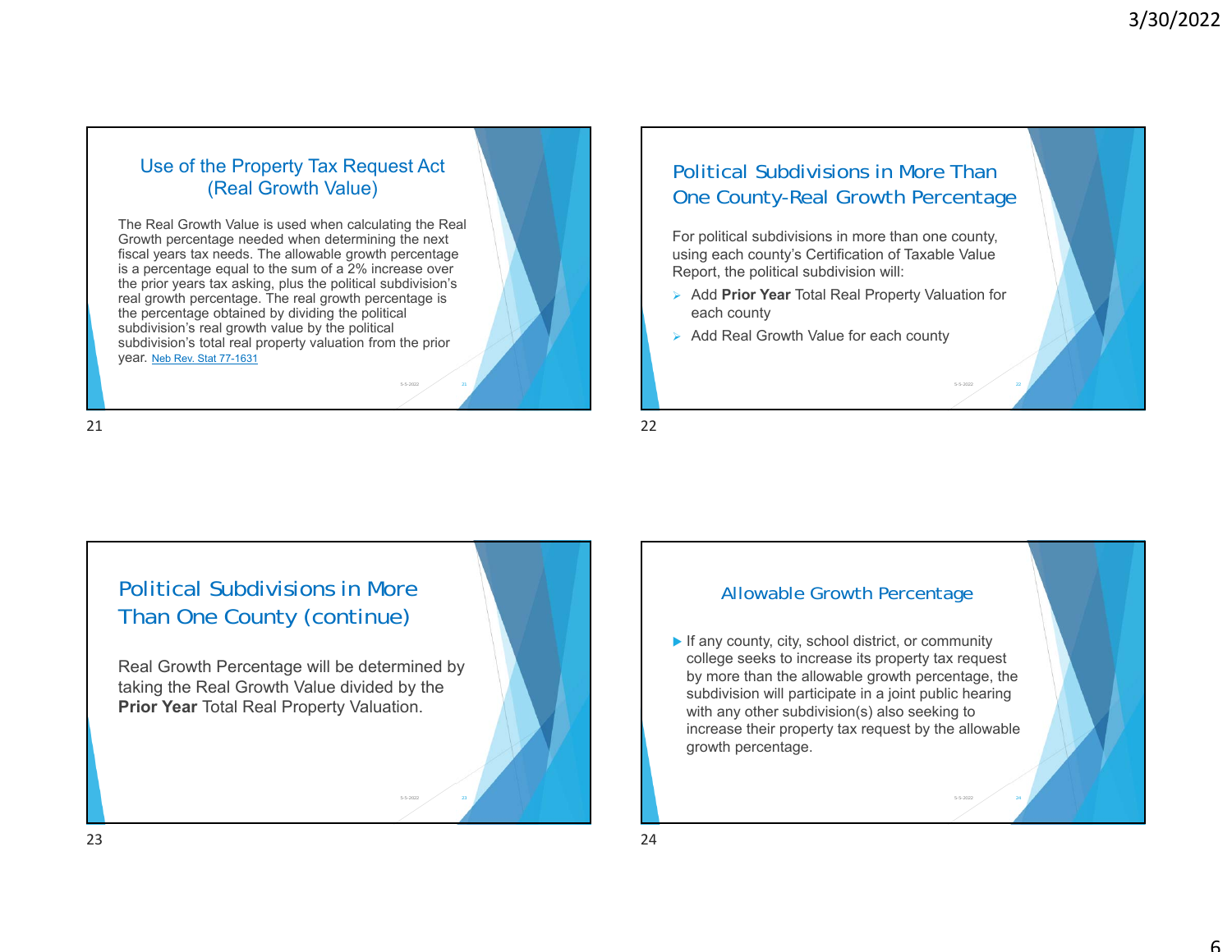## Use of the Property Tax Request Act (Real Growth Value)

The Real Growth Value is used when calculating the Real Growth percentage needed when determining the next fiscal years tax needs. The allowable growth percentage is a percentage equal to the sum of a 2% increase over the prior years tax asking, plus the political subdivision's real growth percentage. The real growth percentage is the percentage obtained by dividing the political subdivision's real growth value by the political subdivision's total real property valuation from the prior year. Neb Rev. Stat 77-1631

## Political Subdivisions in More Than One County-Real Growth Percentage

For political subdivisions in more than one county, using each county's Certification of Taxable Value Report, the political subdivision will:

- Add **Prior Year** Total Real Property Valuation for each county
- Add Real Growth Value for each county

## Political Subdivisions in More Than One County (continue)

Real Growth Percentage will be determined by taking the Real Growth Value divided by the **Prior Year** Total Real Property Valuation.

## Allowable Growth Percentage

- If any county, city, school district, or community college seeks to increase its property tax request by more than the allowable growth percentage, the subdivision will participate in a joint public hearing with any other subdivision(s) also seeking to increase their property tax request by the allowable growth percentage.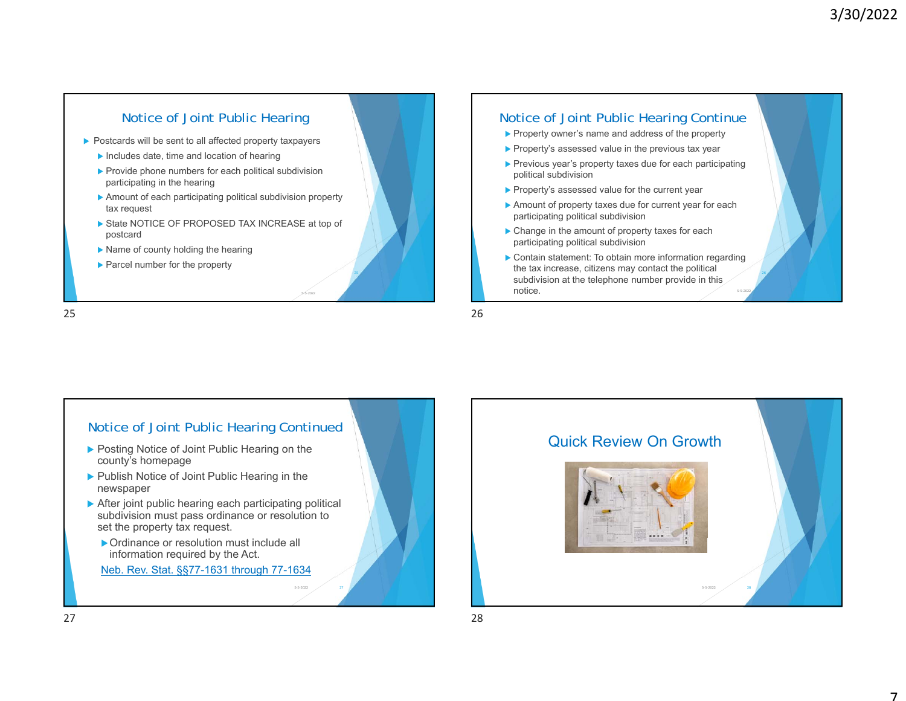## Notice of Joint Public Hearing

- Postcards will be sent to all affected property taxpayers
  - Includes date, time and location of hearing
  - Provide phone numbers for each political subdivision participating in the hearing
  - Amount of each participating political subdivision property tax request
  - State NOTICE OF PROPOSED TAX INCREASE at top of postcard
  - Name of county holding the hearing
  - Parcel number for the property

## Notice of Joint Public Hearing Continue

- Property owner's name and address of the property
- Property's assessed value in the previous tax year
- Previous year's property taxes due for each participating political subdivision
- Property's assessed value for the current year
- Amount of property taxes due for current year for each participating political subdivision
- Change in the amount of property taxes for each participating political subdivision
- Contain statement: To obtain more information regarding the tax increase, citizens may contact the political subdivision at the telephone number provide in this notice.

## Notice of Joint Public Hearing Continued

- Posting Notice of Joint Public Hearing on the county's homepage
- Publish Notice of Joint Public Hearing in the newspaper
- After joint public hearing each participating political subdivision must pass ordinance or resolution to set the property tax request.
  - Ordinance or resolution must include all information required by the Act.

Neb. Rev. Stat. §§77-1631 through 77-1634

## Quick Review On Growth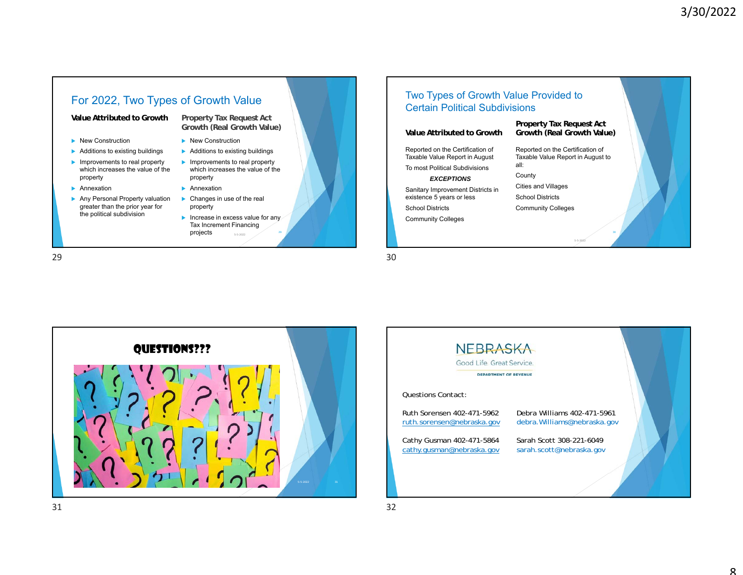## For 2022, Two Types of Growth Value

**Value Attributed to Growth**

- New Construction
- Additions to existing buildings
- Improvements to real property which increases the value of the property
- Annexation
- Any Personal Property valuation greater than the prior year for the political subdivision

**Property Tax Request Act Growth (Real Growth Value)**

- New Construction
- Additions to existing buildings
- Improvements to real property which increases the value of the property
- Annexation
- Changes in use of the real property
- Increase in excess value for any Tax Increment Financing projects

## Two Types of Growth Value Provided to Certain Political Subdivisions

**Value Attributed to Growth**

Reported on the Certification of Taxable Value Report in August

To most Political Subdivisions

***EXCEPTIONS***

Sanitary Improvement Districts in existence 5 years or less

School Districts

Community Colleges

**Property Tax Request Act Growth (Real Growth Value)**

Reported on the Certification of Taxable Value Report in August to all:

County

Cities and Villages

School Districts

Community Colleges

## QUESTIONS???

NEBRASKA

Good Life. Great Service.

DEPARTMENT OF REVENUE

Questions Contact:

Ruth Sorensen 402-471-5962
ruth.sorensen@nebraska.gov

Debra Williams 402-471-5961
debra.Williams@nebraska.gov

Cathy Gusman 402-471-5864
cathy.gusman@nebraska.gov

Sarah Scott 308-221-6049
sarah.scott@nebraska.gov